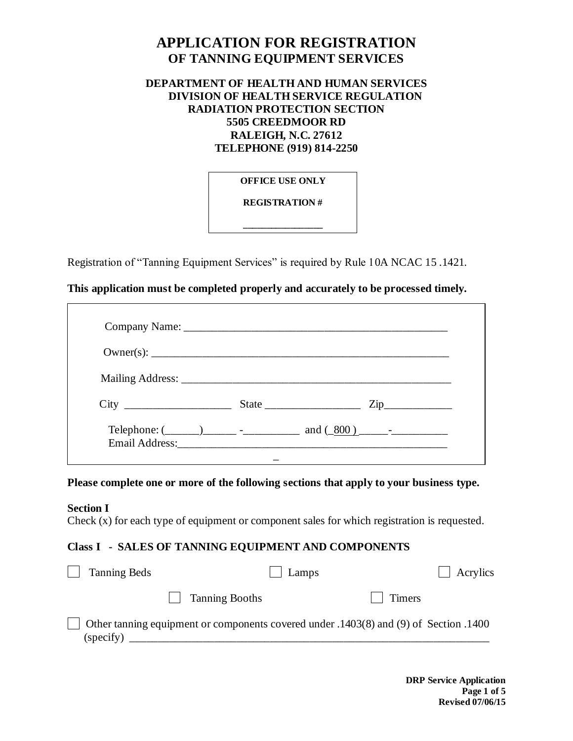# APPLICATION FOR REGISTRATION
## OF TANNING EQUIPMENT SERVICES

**DEPARTMENT OF HEALTH AND HUMAN SERVICES**
**DIVISION OF HEALTH SERVICE REGULATION**
**RADIATION PROTECTION SECTION**
**5505 CREEDMOOR RD**
**RALEIGH, N.C. 27612**
**TELEPHONE (919) 814-2250**

| OFFICE USE ONLY |
|---|
| REGISTRATION # |
| _______________ |

Registration of "Tanning Equipment Services" is required by Rule 10A NCAC 15 .1421.

**This application must be completed properly and accurately to be processed timely.**

Company Name: ________________________________________________

Owner(s): ______________________________________________________

Mailing Address: ________________________________________________

City ___________________ State _________________ Zip____________

Telephone: (______)______ -__________ and (_800_) _____-__________
Email Address:__________________________________________________

**Please complete one or more of the following sections that apply to your business type.**

**Section I**
Check (x) for each type of equipment or component sales for which registration is requested.

**Class I - SALES OF TANNING EQUIPMENT AND COMPONENTS**

☐ Tanning Beds ☐ Lamps ☐ Acrylics

☐ Tanning Booths ☐ Timers

☐ Other tanning equipment or components covered under .1403(8) and (9) of Section .1400 (specify) _________________________________________________________________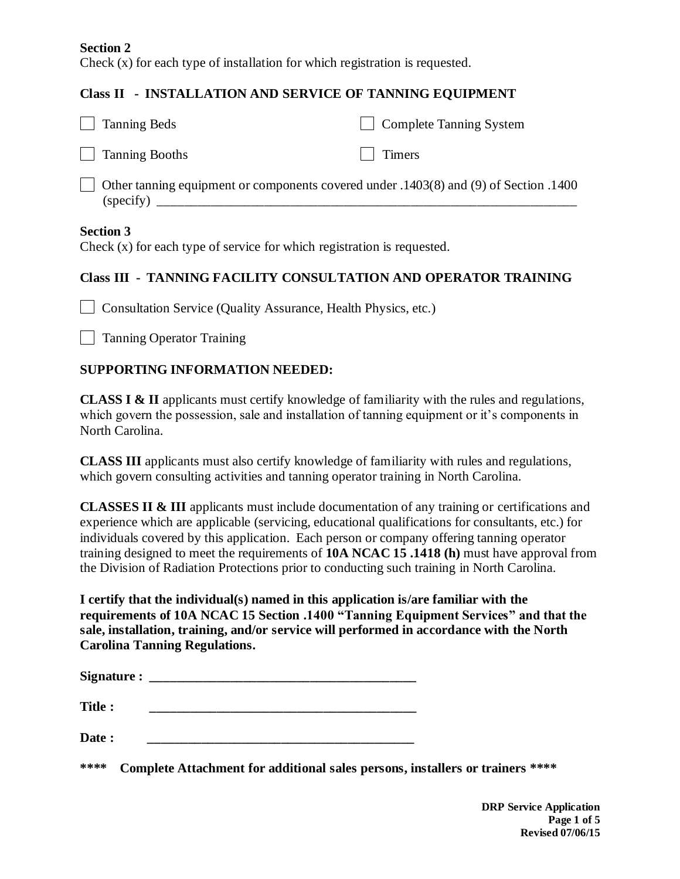**Section 2**
Check (x) for each type of installation for which registration is requested.

**Class II - INSTALLATION AND SERVICE OF TANNING EQUIPMENT**

- ☐ Tanning Beds
- ☐ Complete Tanning System
- ☐ Tanning Booths
- ☐ Timers
- ☐ Other tanning equipment or components covered under .1403(8) and (9) of Section .1400 (specify) ____________________________________________________________

**Section 3**
Check (x) for each type of service for which registration is requested.

**Class III - TANNING FACILITY CONSULTATION AND OPERATOR TRAINING**

- ☐ Consultation Service (Quality Assurance, Health Physics, etc.)
- ☐ Tanning Operator Training

**SUPPORTING INFORMATION NEEDED:**

**CLASS I & II** applicants must certify knowledge of familiarity with the rules and regulations, which govern the possession, sale and installation of tanning equipment or it's components in North Carolina.

**CLASS III** applicants must also certify knowledge of familiarity with rules and regulations, which govern consulting activities and tanning operator training in North Carolina.

**CLASSES II & III** applicants must include documentation of any training or certifications and experience which are applicable (servicing, educational qualifications for consultants, etc.) for individuals covered by this application. Each person or company offering tanning operator training designed to meet the requirements of **10A NCAC 15 .1418 (h)** must have approval from the Division of Radiation Protections prior to conducting such training in North Carolina.

**I certify that the individual(s) named in this application is/are familiar with the requirements of 10A NCAC 15 Section .1400 "Tanning Equipment Services" and that the sale, installation, training, and/or service will performed in accordance with the North Carolina Tanning Regulations.**

**Signature :** ________________________________________

**Title :** ________________________________________

**Date :** ________________________________________

**\*\*\*\* Complete Attachment for additional sales persons, installers or trainers \*\*\*\***

**DRP Service Application**
**Revised 07/06/15**